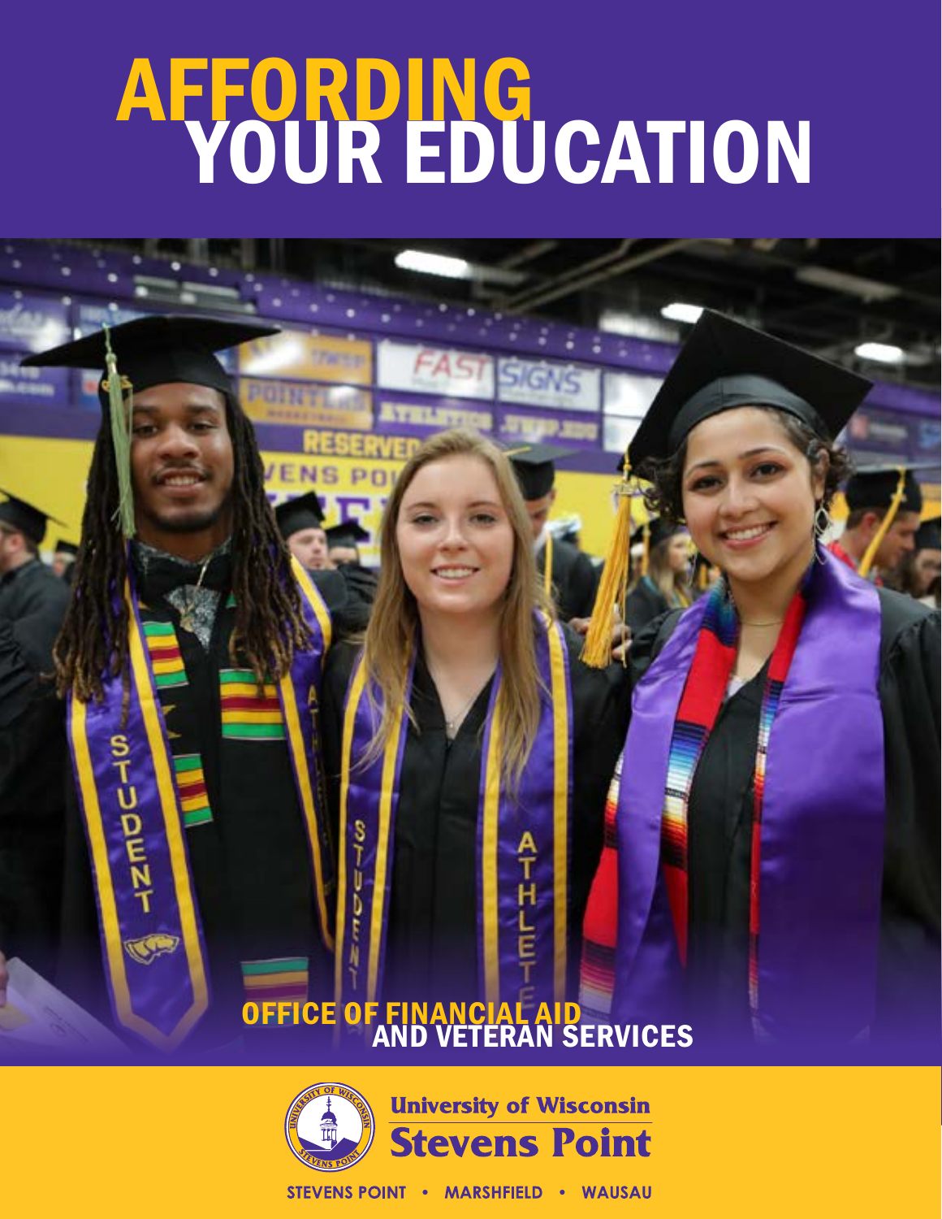# AFFORDING YOUR EDUCATION

## OFFICE OF FINANCIAL AID AND VETERAN SERVICES

University of Wisconsin
Stevens Point

STEVENS POINT • MARSHFIELD • WAUSAU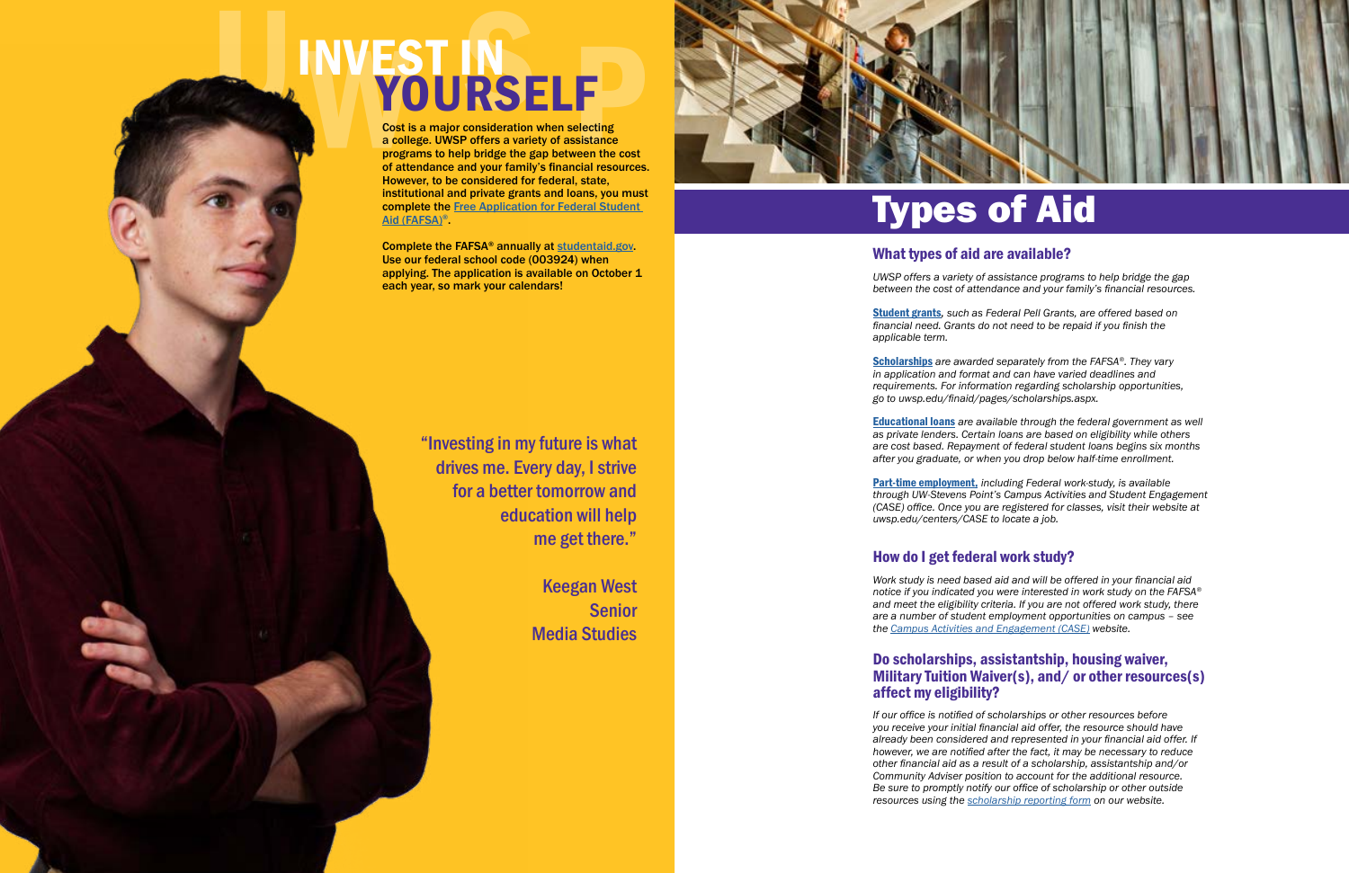# INVEST IN YOURSELF

Cost is a major consideration when selecting a college. UWSP offers a variety of assistance programs to help bridge the gap between the cost of attendance and your family's financial resources. However, to be considered for federal, state, institutional and private grants and loans, you must complete the [Free Application for Federal Student Aid (FAFSA)®](#).

Complete the FAFSA® annually at [studentaid.gov](#). Use our federal school code (003924) when applying. The application is available on October 1 each year, so mark your calendars!

> "Investing in my future is what drives me. Every day, I strive for a better tomorrow and education will help me get there."
>
> Keegan West
> Senior
> Media Studies

# Types of Aid

## What types of aid are available?

*UWSP offers a variety of assistance programs to help bridge the gap between the cost of attendance and your family's financial resources.*

**[Student grants](#)***, such as Federal Pell Grants, are offered based on financial need. Grants do not need to be repaid if you finish the applicable term.*

**[Scholarships](#)** *are awarded separately from the FAFSA®. They vary in application and format and can have varied deadlines and requirements. For information regarding scholarship opportunities, go to uwsp.edu/finaid/pages/scholarships.aspx.*

**[Educational loans](#)** *are available through the federal government as well as private lenders. Certain loans are based on eligibility while others are cost based. Repayment of federal student loans begins six months after you graduate, or when you drop below half-time enrollment.*

**[Part-time employment](#),** *including Federal work-study, is available through UW-Stevens Point's Campus Activities and Student Engagement (CASE) office. Once you are registered for classes, visit their website at uwsp.edu/centers/CASE to locate a job.*

## How do I get federal work study?

*Work study is need based aid and will be offered in your financial aid notice if you indicated you were interested in work study on the FAFSA® and meet the eligibility criteria. If you are not offered work study, there are a number of student employment opportunities on campus – see the [Campus Activities and Engagement (CASE)](#) website.*

## Do scholarships, assistantship, housing waiver, Military Tuition Waiver(s), and/ or other resources(s) affect my eligibility?

*If our office is notified of scholarships or other resources before you receive your initial financial aid offer, the resource should have already been considered and represented in your financial aid offer. If however, we are notified after the fact, it may be necessary to reduce other financial aid as a result of a scholarship, assistantship and/or Community Adviser position to account for the additional resource. Be sure to promptly notify our office of scholarship or other outside resources using the [scholarship reporting form](#) on our website.*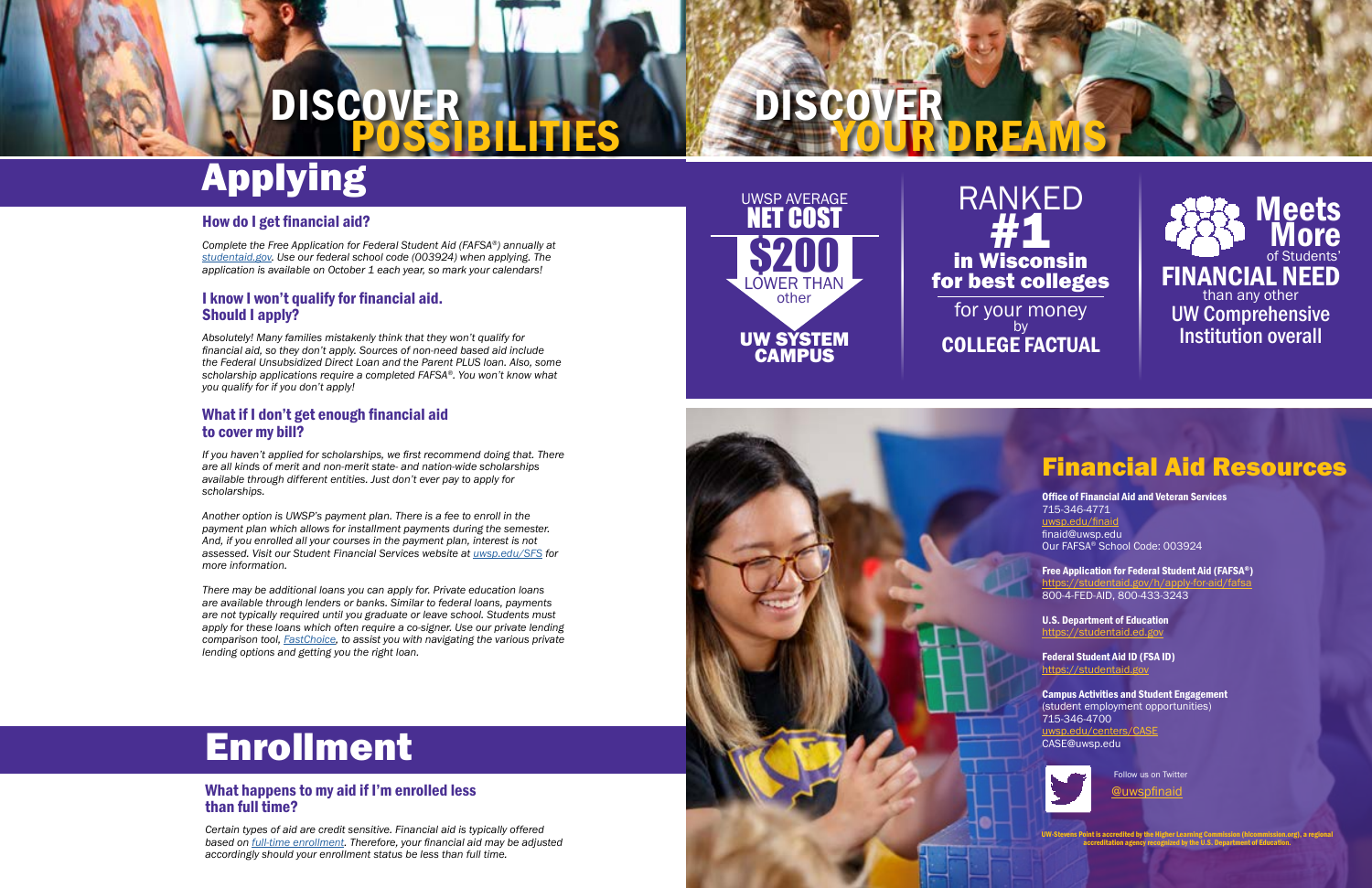# DISCOVER POSSIBILITIES

# Applying

### How do I get financial aid?

*Complete the Free Application for Federal Student Aid (FAFSA®) annually at [studentaid.gov](studentaid.gov). Use our federal school code (003924) when applying. The application is available on October 1 each year, so mark your calendars!*

### I know I won't qualify for financial aid. Should I apply?

*Absolutely! Many families mistakenly think that they won't qualify for financial aid, so they don't apply. Sources of non-need based aid include the Federal Unsubsidized Direct Loan and the Parent PLUS loan. Also, some scholarship applications require a completed FAFSA®. You won't know what you qualify for if you don't apply!*

### What if I don't get enough financial aid to cover my bill?

*If you haven't applied for scholarships, we first recommend doing that. There are all kinds of merit and non-merit state- and nation-wide scholarships available through different entities. Just don't ever pay to apply for scholarships.*

*Another option is UWSP's payment plan. There is a fee to enroll in the payment plan which allows for installment payments during the semester. And, if you enrolled all your courses in the payment plan, interest is not assessed. Visit our Student Financial Services website at [uwsp.edu/SFS](uwsp.edu/SFS) for more information.*

*There may be additional loans you can apply for. Private education loans are available through lenders or banks. Similar to federal loans, payments are not typically required until you graduate or leave school. Students must apply for these loans which often require a co-signer. Use our private lending comparison tool, FastChoice, to assist you with navigating the various private lending options and getting you the right loan.*

# Enrollment

### What happens to my aid if I'm enrolled less than full time?

*Certain types of aid are credit sensitive. Financial aid is typically offered based on full-time enrollment. Therefore, your financial aid may be adjusted accordingly should your enrollment status be less than full time.*

# DISCOVER YOUR DREAMS

UWSP AVERAGE **NET COST $200** LOWER THAN other **UW SYSTEM CAMPUS**

RANKED **#1 in Wisconsin for best colleges** for your money by **COLLEGE FACTUAL**

**Meets More** of Students' **FINANCIAL NEED** than any other **UW Comprehensive Institution overall**

## Financial Aid Resources

**Office of Financial Aid and Veteran Services**
715-346-4771
uwsp.edu/finaid
finaid@uwsp.edu
Our FAFSA® School Code: 003924

**Free Application for Federal Student Aid (FAFSA®)**
https://studentaid.gov/h/apply-for-aid/fafsa
800-4-FED-AID, 800-433-3243

**U.S. Department of Education**
https://studentaid.ed.gov

**Federal Student Aid ID (FSA ID)**
https://studentaid.gov

**Campus Activities and Student Engagement**
(student employment opportunities)
715-346-4700
uwsp.edu/centers/CASE
CASE@uwsp.edu

Follow us on Twitter
@uwspfinaid

UW-Stevens Point is accredited by the Higher Learning Commission (hlcommission.org), a regional accreditation agency recognized by the U.S. Department of Education.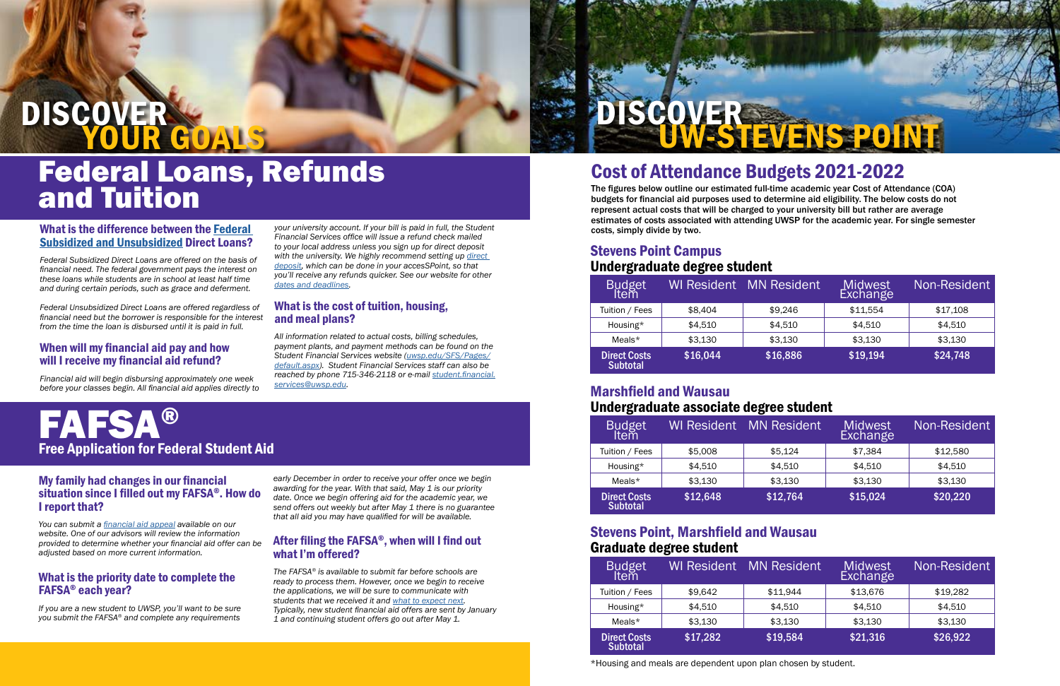# DISCOVER YOUR GOALS

# Federal Loans, Refunds and Tuition

### What is the difference between the Federal Subsidized and Unsubsidized Direct Loans?

*Federal Subsidized Direct Loans are offered on the basis of financial need. The federal government pays the interest on these loans while students are in school at least half time and during certain periods, such as grace and deferment.*

*Federal Unsubsidized Direct Loans are offered regardless of financial need but the borrower is responsible for the interest from the time the loan is disbursed until it is paid in full.*

### When will my financial aid pay and how will I receive my financial aid refund?

*Financial aid will begin disbursing approximately one week before your classes begin. All financial aid applies directly to your university account. If your bill is paid in full, the Student Financial Services office will issue a refund check mailed to your local address unless you sign up for direct deposit with the university. We highly recommend setting up direct deposit, which can be done in your accessSPoint, so that you'll receive any refunds quicker. See our website for other dates and deadlines.*

### What is the cost of tuition, housing, and meal plans?

*All information related to actual costs, billing schedules, payment plants, and payment methods can be found on the Student Financial Services website (uwsp.edu/SFS/Pages/default.aspx). Student Financial Services staff can also be reached by phone 715-346-2118 or e-mail student.financial.services@uwsp.edu.*

# FAFSA®

## Free Application for Federal Student Aid

### My family had changes in our financial situation since I filled out my FAFSA®. How do I report that?

*You can submit a financial aid appeal available on our website. One of our advisors will review the information provided to determine whether your financial aid offer can be adjusted based on more current information.*

### What is the priority date to complete the FAFSA® each year?

*If you are a new student to UWSP, you'll want to be sure you submit the FAFSA® and complete any requirements early December in order to receive your offer once we begin awarding for the year. With that said, May 1 is our priority date. Once we begin offering aid for the academic year, we send offers out weekly but after May 1 there is no guarantee that all aid you may have qualified for will be available.*

### After filing the FAFSA®, when will I find out what I'm offered?

*The FAFSA® is available to submit far before schools are ready to process them. However, once we begin to receive the applications, we will be sure to communicate with students that we received it and what to expect next. Typically, new student financial aid offers are sent by January 1 and continuing student offers go out after May 1.*

# DISCOVER UW-STEVENS POINT

# Cost of Attendance Budgets 2021-2022

**The figures below outline our estimated full-time academic year Cost of Attendance (COA) budgets for financial aid purposes used to determine aid eligibility. The below costs do not represent actual costs that will be charged to your university bill but rather are average estimates of costs associated with attending UWSP for the academic year. For single semester costs, simply divide by two.**

## Stevens Point Campus

### Undergraduate degree student

| Budget Item | WI Resident | MN Resident | Midwest Exchange | Non-Resident |
|---|---|---|---|---|
| Tuition / Fees | $8,404 | $9,246 | $11,554 | $17,108 |
| Housing* | $4,510 | $4,510 | $4,510 | $4,510 |
| Meals* | $3,130 | $3,130 | $3,130 | $3,130 |
| **Direct Costs Subtotal** | **$16,044** | **$16,886** | **$19,194** | **$24,748** |

## Marshfield and Wausau

### Undergraduate associate degree student

| Budget Item | WI Resident | MN Resident | Midwest Exchange | Non-Resident |
|---|---|---|---|---|
| Tuition / Fees | $5,008 | $5,124 | $7,384 | $12,580 |
| Housing* | $4,510 | $4,510 | $4,510 | $4,510 |
| Meals* | $3,130 | $3,130 | $3,130 | $3,130 |
| **Direct Costs Subtotal** | **$12,648** | **$12,764** | **$15,024** | **$20,220** |

## Stevens Point, Marshfield and Wausau

### Graduate degree student

| Budget Item | WI Resident | MN Resident | Midwest Exchange | Non-Resident |
|---|---|---|---|---|
| Tuition / Fees | $9,642 | $11,944 | $13,676 | $19,282 |
| Housing* | $4,510 | $4,510 | $4,510 | $4,510 |
| Meals* | $3,130 | $3,130 | $3,130 | $3,130 |
| **Direct Costs Subtotal** | **$17,282** | **$19,584** | **$21,316** | **$26,922** |

*Housing and meals are dependent upon plan chosen by student.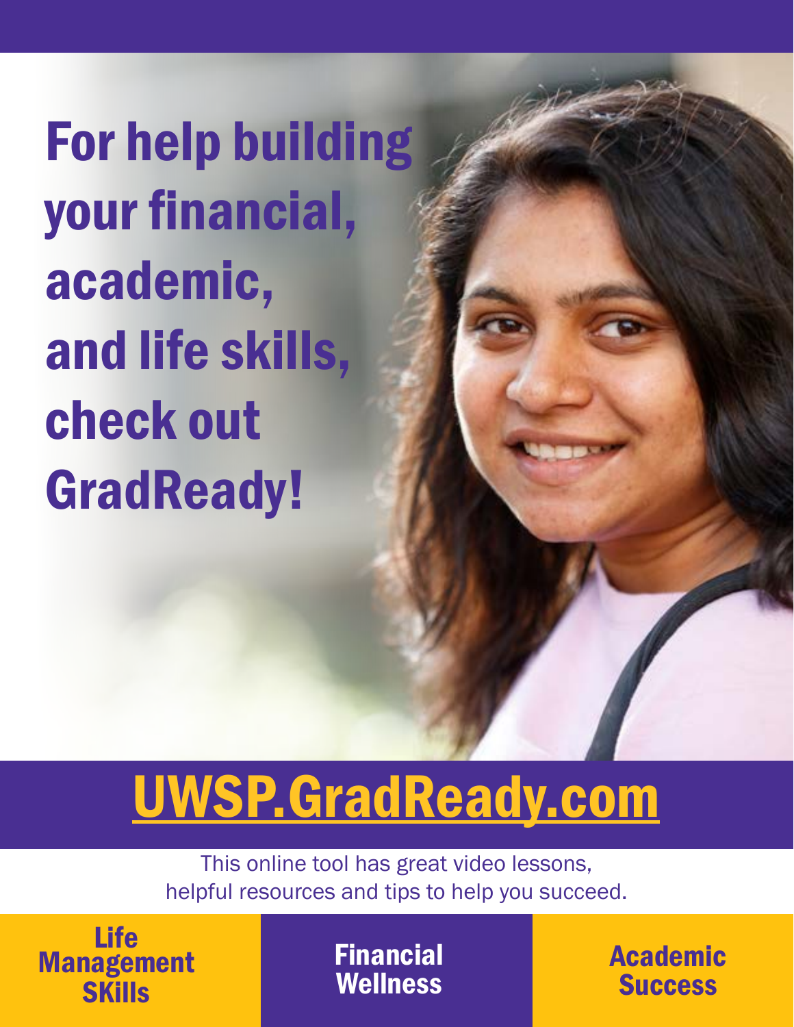# For help building your financial, academic, and life skills, check out GradReady!

## UWSP.GradReady.com

This online tool has great video lessons, helpful resources and tips to help you succeed.

**Life Management SKills**

**Financial Wellness**

**Academic Success**